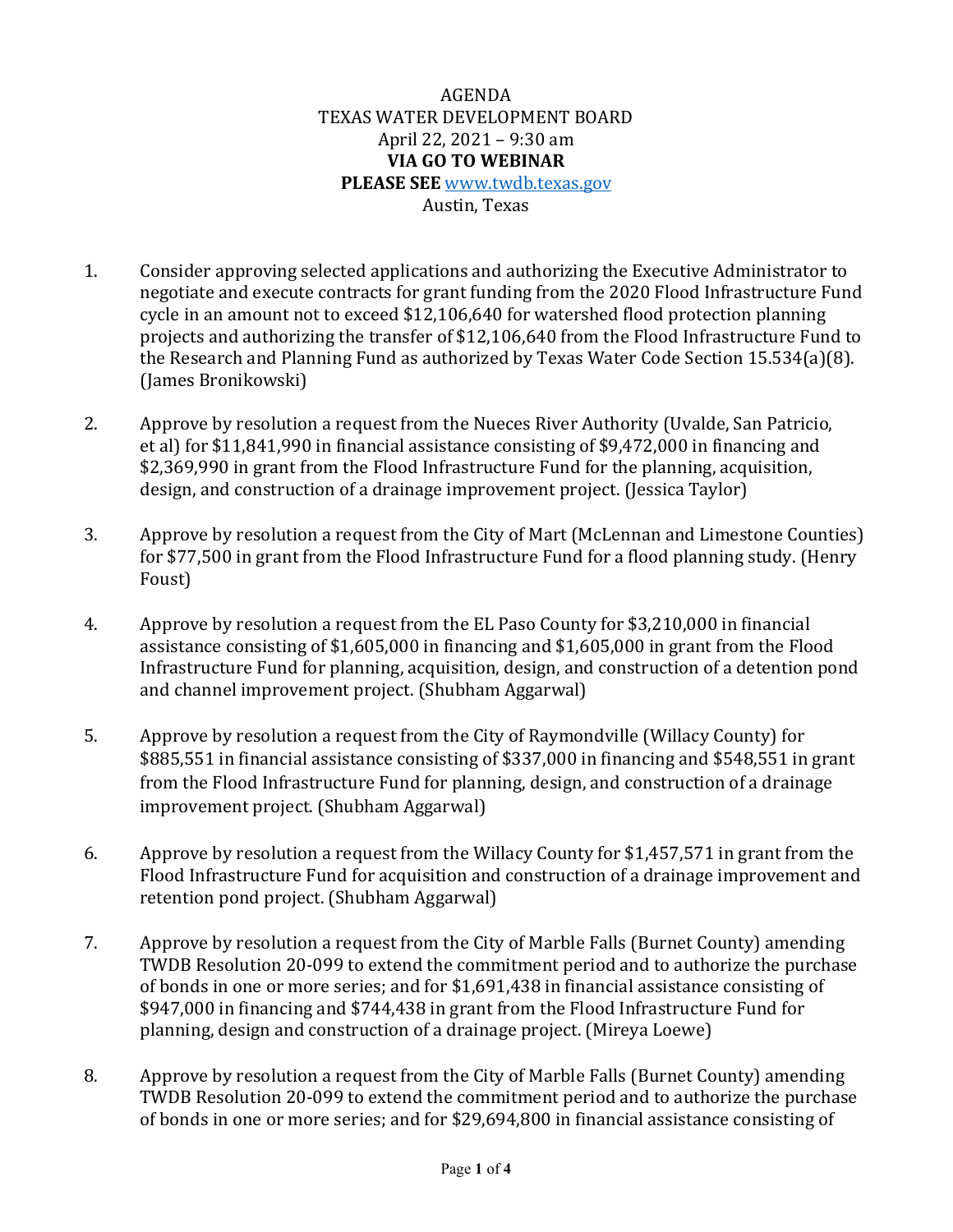AGENDA
TEXAS WATER DEVELOPMENT BOARD
April 22, 2021 – 9:30 am
**VIA GO TO WEBINAR**
**PLEASE SEE** [www.twdb.texas.gov](http://www.twdb.texas.gov)
Austin, Texas

1. Consider approving selected applications and authorizing the Executive Administrator to negotiate and execute contracts for grant funding from the 2020 Flood Infrastructure Fund cycle in an amount not to exceed $12,106,640 for watershed flood protection planning projects and authorizing the transfer of $12,106,640 from the Flood Infrastructure Fund to the Research and Planning Fund as authorized by Texas Water Code Section 15.534(a)(8). (James Bronikowski)

2. Approve by resolution a request from the Nueces River Authority (Uvalde, San Patricio, et al) for $11,841,990 in financial assistance consisting of $9,472,000 in financing and $2,369,990 in grant from the Flood Infrastructure Fund for the planning, acquisition, design, and construction of a drainage improvement project. (Jessica Taylor)

3. Approve by resolution a request from the City of Mart (McLennan and Limestone Counties) for $77,500 in grant from the Flood Infrastructure Fund for a flood planning study. (Henry Foust)

4. Approve by resolution a request from the EL Paso County for $3,210,000 in financial assistance consisting of $1,605,000 in financing and $1,605,000 in grant from the Flood Infrastructure Fund for planning, acquisition, design, and construction of a detention pond and channel improvement project. (Shubham Aggarwal)

5. Approve by resolution a request from the City of Raymondville (Willacy County) for $885,551 in financial assistance consisting of $337,000 in financing and $548,551 in grant from the Flood Infrastructure Fund for planning, design, and construction of a drainage improvement project. (Shubham Aggarwal)

6. Approve by resolution a request from the Willacy County for $1,457,571 in grant from the Flood Infrastructure Fund for acquisition and construction of a drainage improvement and retention pond project. (Shubham Aggarwal)

7. Approve by resolution a request from the City of Marble Falls (Burnet County) amending TWDB Resolution 20-099 to extend the commitment period and to authorize the purchase of bonds in one or more series; and for $1,691,438 in financial assistance consisting of $947,000 in financing and $744,438 in grant from the Flood Infrastructure Fund for planning, design and construction of a drainage project. (Mireya Loewe)

8. Approve by resolution a request from the City of Marble Falls (Burnet County) amending TWDB Resolution 20-099 to extend the commitment period and to authorize the purchase of bonds in one or more series; and for $29,694,800 in financial assistance consisting of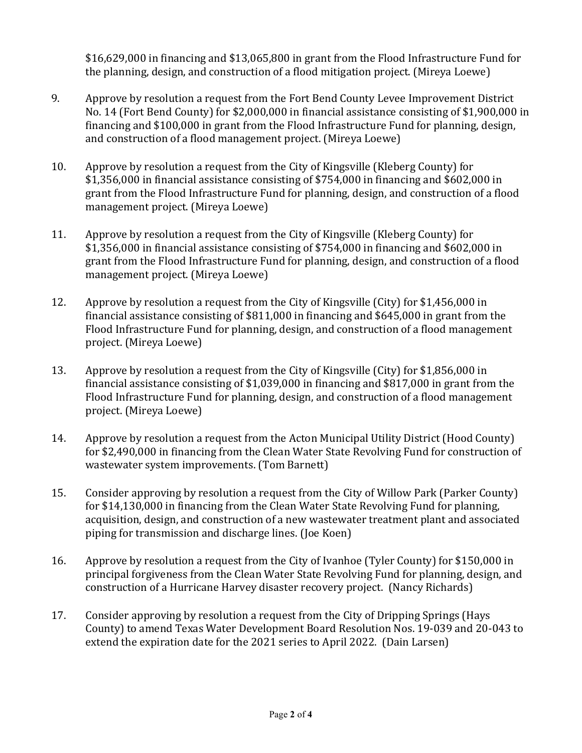$16,629,000 in financing and $13,065,800 in grant from the Flood Infrastructure Fund for the planning, design, and construction of a flood mitigation project. (Mireya Loewe)

9. Approve by resolution a request from the Fort Bend County Levee Improvement District No. 14 (Fort Bend County) for $2,000,000 in financial assistance consisting of $1,900,000 in financing and $100,000 in grant from the Flood Infrastructure Fund for planning, design, and construction of a flood management project. (Mireya Loewe)

10. Approve by resolution a request from the City of Kingsville (Kleberg County) for $1,356,000 in financial assistance consisting of $754,000 in financing and $602,000 in grant from the Flood Infrastructure Fund for planning, design, and construction of a flood management project. (Mireya Loewe)

11. Approve by resolution a request from the City of Kingsville (Kleberg County) for $1,356,000 in financial assistance consisting of $754,000 in financing and $602,000 in grant from the Flood Infrastructure Fund for planning, design, and construction of a flood management project. (Mireya Loewe)

12. Approve by resolution a request from the City of Kingsville (City) for $1,456,000 in financial assistance consisting of $811,000 in financing and $645,000 in grant from the Flood Infrastructure Fund for planning, design, and construction of a flood management project. (Mireya Loewe)

13. Approve by resolution a request from the City of Kingsville (City) for $1,856,000 in financial assistance consisting of $1,039,000 in financing and $817,000 in grant from the Flood Infrastructure Fund for planning, design, and construction of a flood management project. (Mireya Loewe)

14. Approve by resolution a request from the Acton Municipal Utility District (Hood County) for $2,490,000 in financing from the Clean Water State Revolving Fund for construction of wastewater system improvements. (Tom Barnett)

15. Consider approving by resolution a request from the City of Willow Park (Parker County) for $14,130,000 in financing from the Clean Water State Revolving Fund for planning, acquisition, design, and construction of a new wastewater treatment plant and associated piping for transmission and discharge lines. (Joe Koen)

16. Approve by resolution a request from the City of Ivanhoe (Tyler County) for $150,000 in principal forgiveness from the Clean Water State Revolving Fund for planning, design, and construction of a Hurricane Harvey disaster recovery project. (Nancy Richards)

17. Consider approving by resolution a request from the City of Dripping Springs (Hays County) to amend Texas Water Development Board Resolution Nos. 19-039 and 20-043 to extend the expiration date for the 2021 series to April 2022. (Dain Larsen)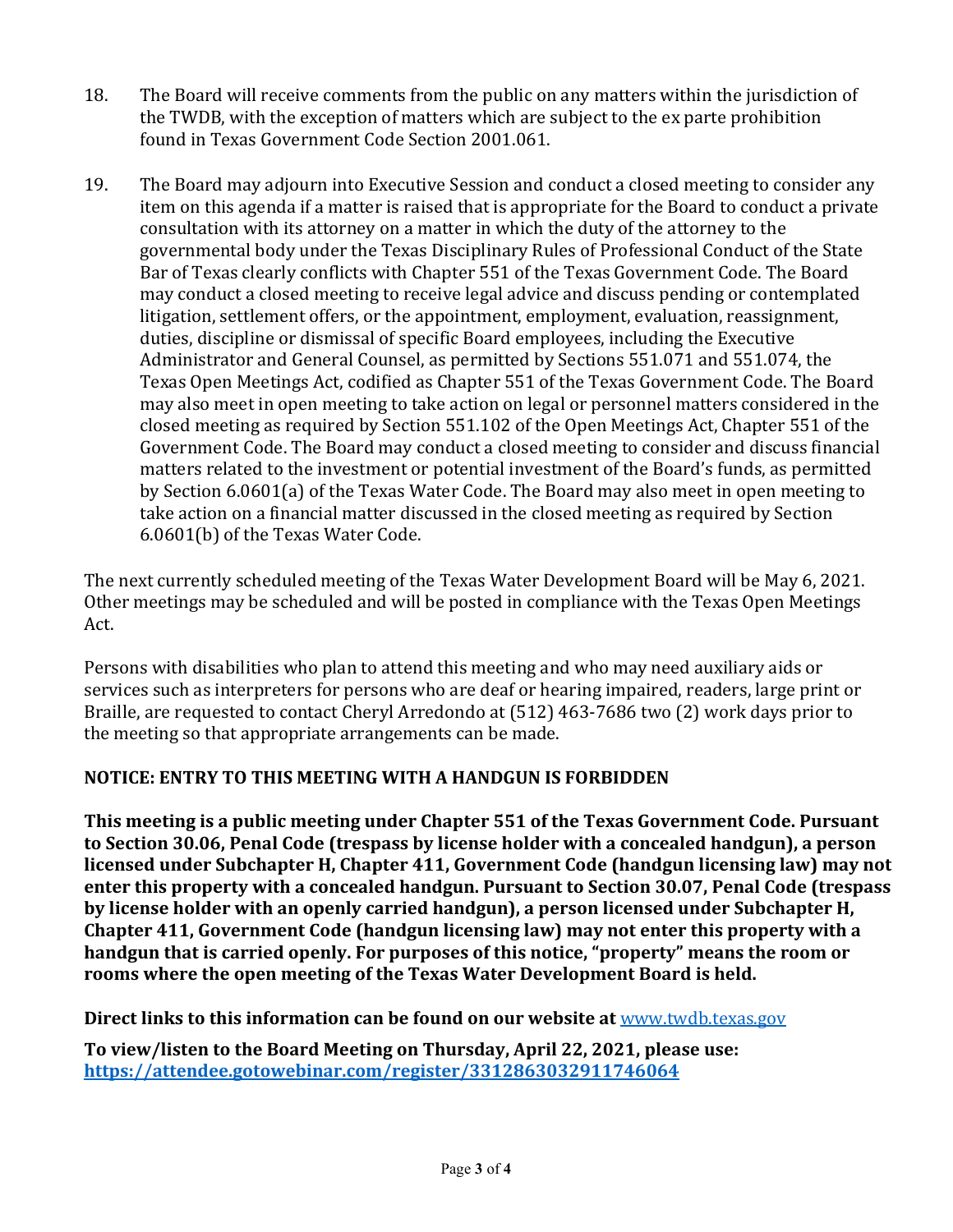18. The Board will receive comments from the public on any matters within the jurisdiction of the TWDB, with the exception of matters which are subject to the ex parte prohibition found in Texas Government Code Section 2001.061.

19. The Board may adjourn into Executive Session and conduct a closed meeting to consider any item on this agenda if a matter is raised that is appropriate for the Board to conduct a private consultation with its attorney on a matter in which the duty of the attorney to the governmental body under the Texas Disciplinary Rules of Professional Conduct of the State Bar of Texas clearly conflicts with Chapter 551 of the Texas Government Code. The Board may conduct a closed meeting to receive legal advice and discuss pending or contemplated litigation, settlement offers, or the appointment, employment, evaluation, reassignment, duties, discipline or dismissal of specific Board employees, including the Executive Administrator and General Counsel, as permitted by Sections 551.071 and 551.074, the Texas Open Meetings Act, codified as Chapter 551 of the Texas Government Code. The Board may also meet in open meeting to take action on legal or personnel matters considered in the closed meeting as required by Section 551.102 of the Open Meetings Act, Chapter 551 of the Government Code. The Board may conduct a closed meeting to consider and discuss financial matters related to the investment or potential investment of the Board's funds, as permitted by Section 6.0601(a) of the Texas Water Code. The Board may also meet in open meeting to take action on a financial matter discussed in the closed meeting as required by Section 6.0601(b) of the Texas Water Code.

The next currently scheduled meeting of the Texas Water Development Board will be May 6, 2021. Other meetings may be scheduled and will be posted in compliance with the Texas Open Meetings Act.

Persons with disabilities who plan to attend this meeting and who may need auxiliary aids or services such as interpreters for persons who are deaf or hearing impaired, readers, large print or Braille, are requested to contact Cheryl Arredondo at (512) 463-7686 two (2) work days prior to the meeting so that appropriate arrangements can be made.

**NOTICE: ENTRY TO THIS MEETING WITH A HANDGUN IS FORBIDDEN**

**This meeting is a public meeting under Chapter 551 of the Texas Government Code. Pursuant to Section 30.06, Penal Code (trespass by license holder with a concealed handgun), a person licensed under Subchapter H, Chapter 411, Government Code (handgun licensing law) may not enter this property with a concealed handgun. Pursuant to Section 30.07, Penal Code (trespass by license holder with an openly carried handgun), a person licensed under Subchapter H, Chapter 411, Government Code (handgun licensing law) may not enter this property with a handgun that is carried openly. For purposes of this notice, "property" means the room or rooms where the open meeting of the Texas Water Development Board is held.**

**Direct links to this information can be found on our website at** [www.twdb.texas.gov](http://www.twdb.texas.gov)

**To view/listen to the Board Meeting on Thursday, April 22, 2021, please use:**
**[https://attendee.gotowebinar.com/register/3312863032911746064](https://attendee.gotowebinar.com/register/3312863032911746064)**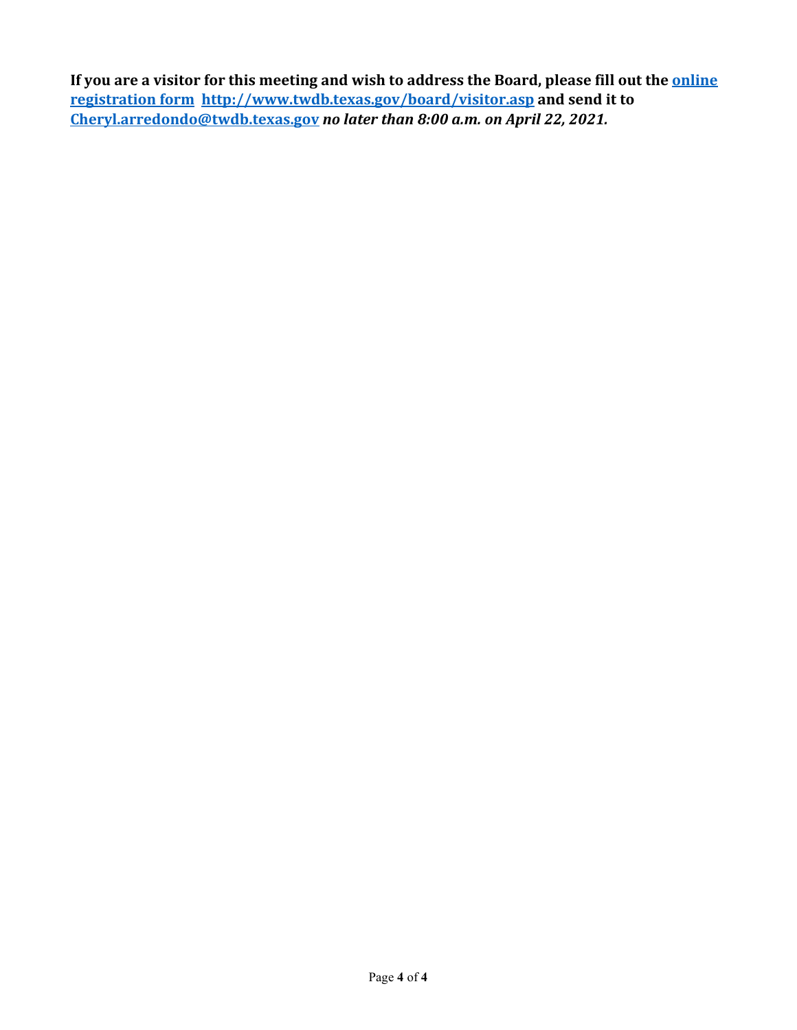**If you are a visitor for this meeting and wish to address the Board, please fill out the [online registration form](http://www.twdb.texas.gov/board/visitor.asp) [http://www.twdb.texas.gov/board/visitor.asp](http://www.twdb.texas.gov/board/visitor.asp) and send it to [Cheryl.arredondo@twdb.texas.gov](mailto:Cheryl.arredondo@twdb.texas.gov)** ***no later than 8:00 a.m. on April 22, 2021.***